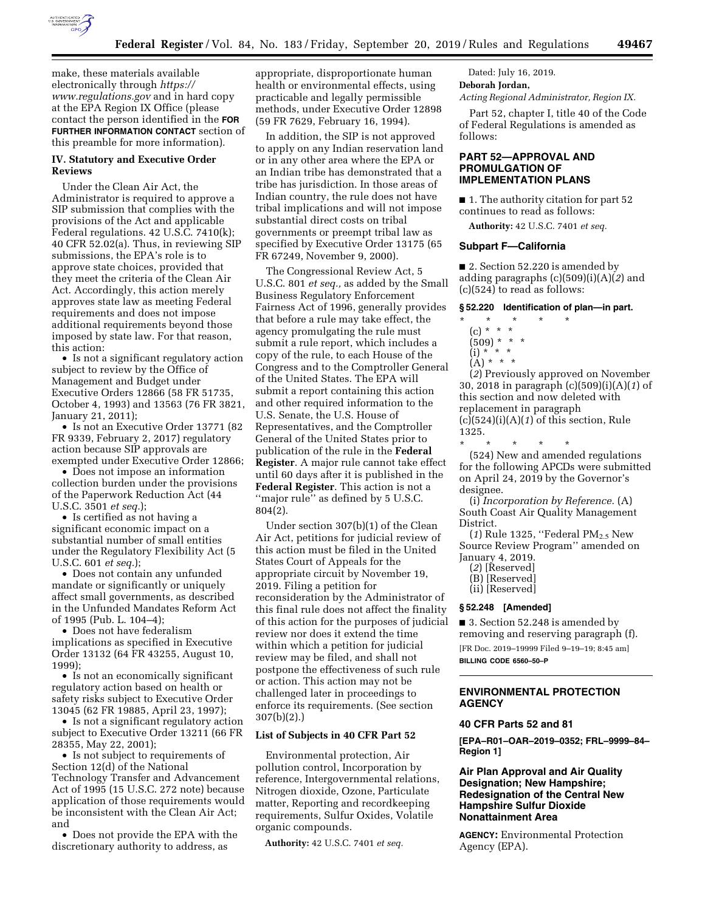make, these materials available electronically through *https://www.regulations.gov* and in hard copy at the EPA Region IX Office (please contact the person identified in the **FOR FURTHER INFORMATION CONTACT** section of this preamble for more information).

## IV. Statutory and Executive Order Reviews

Under the Clean Air Act, the Administrator is required to approve a SIP submission that complies with the provisions of the Act and applicable Federal regulations. 42 U.S.C. 7410(k); 40 CFR 52.02(a). Thus, in reviewing SIP submissions, the EPA's role is to approve state choices, provided that they meet the criteria of the Clean Air Act. Accordingly, this action merely approves state law as meeting Federal requirements and does not impose additional requirements beyond those imposed by state law. For that reason, this action:

- Is not a significant regulatory action subject to review by the Office of Management and Budget under Executive Orders 12866 (58 FR 51735, October 4, 1993) and 13563 (76 FR 3821, January 21, 2011);
- Is not an Executive Order 13771 (82 FR 9339, February 2, 2017) regulatory action because SIP approvals are exempted under Executive Order 12866;
- Does not impose an information collection burden under the provisions of the Paperwork Reduction Act (44 U.S.C. 3501 *et seq.*);
- Is certified as not having a significant economic impact on a substantial number of small entities under the Regulatory Flexibility Act (5 U.S.C. 601 *et seq.*);
- Does not contain any unfunded mandate or significantly or uniquely affect small governments, as described in the Unfunded Mandates Reform Act of 1995 (Pub. L. 104–4);
- Does not have federalism implications as specified in Executive Order 13132 (64 FR 43255, August 10, 1999);
- Is not an economically significant regulatory action based on health or safety risks subject to Executive Order 13045 (62 FR 19885, April 23, 1997);
- Is not a significant regulatory action subject to Executive Order 13211 (66 FR 28355, May 22, 2001);
- Is not subject to requirements of Section 12(d) of the National Technology Transfer and Advancement Act of 1995 (15 U.S.C. 272 note) because application of those requirements would be inconsistent with the Clean Air Act; and
- Does not provide the EPA with the discretionary authority to address, as appropriate, disproportionate human health or environmental effects, using practicable and legally permissible methods, under Executive Order 12898 (59 FR 7629, February 16, 1994).

In addition, the SIP is not approved to apply on any Indian reservation land or in any other area where the EPA or an Indian tribe has demonstrated that a tribe has jurisdiction. In those areas of Indian country, the rule does not have tribal implications and will not impose substantial direct costs on tribal governments or preempt tribal law as specified by Executive Order 13175 (65 FR 67249, November 9, 2000).

The Congressional Review Act, 5 U.S.C. 801 *et seq.,* as added by the Small Business Regulatory Enforcement Fairness Act of 1996, generally provides that before a rule may take effect, the agency promulgating the rule must submit a rule report, which includes a copy of the rule, to each House of the Congress and to the Comptroller General of the United States. The EPA will submit a report containing this action and other required information to the U.S. Senate, the U.S. House of Representatives, and the Comptroller General of the United States prior to publication of the rule in the **Federal Register**. A major rule cannot take effect until 60 days after it is published in the **Federal Register**. This action is not a ''major rule'' as defined by 5 U.S.C. 804(2).

Under section 307(b)(1) of the Clean Air Act, petitions for judicial review of this action must be filed in the United States Court of Appeals for the appropriate circuit by November 19, 2019. Filing a petition for reconsideration by the Administrator of this final rule does not affect the finality of this action for the purposes of judicial review nor does it extend the time within which a petition for judicial review may be filed, and shall not postpone the effectiveness of such rule or action. This action may not be challenged later in proceedings to enforce its requirements. (See section 307(b)(2).)

### List of Subjects in 40 CFR Part 52

Environmental protection, Air pollution control, Incorporation by reference, Intergovernmental relations, Nitrogen dioxide, Ozone, Particulate matter, Reporting and recordkeeping requirements, Sulfur Oxides, Volatile organic compounds.

**Authority:** 42 U.S.C. 7401 *et seq.*

Dated: July 16, 2019.

**Deborah Jordan,**

*Acting Regional Administrator, Region IX.*

Part 52, chapter I, title 40 of the Code of Federal Regulations is amended as follows:

## PART 52—APPROVAL AND PROMULGATION OF IMPLEMENTATION PLANS

■ 1. The authority citation for part 52 continues to read as follows:

**Authority:** 42 U.S.C. 7401 *et seq.*

### Subpart F—California

■ 2. Section 52.220 is amended by adding paragraphs (c)(509)(i)(A)(*2*) and (c)(524) to read as follows:

### § 52.220 Identification of plan—in part.

\* \* \* \* \*

(c) \* \* \*

(509) \* \* \*

(i) \* \* \*

(A) \* \* \*

(*2*) Previously approved on November 30, 2018 in paragraph (c)(509)(i)(A)(*1*) of this section and now deleted with replacement in paragraph (c)(524)(i)(A)(*1*) of this section, Rule 1325.

\* \* \* \* \*

(524) New and amended regulations for the following APCDs were submitted on April 24, 2019 by the Governor's designee.

(i) *Incorporation by Reference.* (A) South Coast Air Quality Management District.

(*1*) Rule 1325, ''Federal $PM_{2.5}$ New Source Review Program'' amended on January 4, 2019.

(*2*) [Reserved]

(B) [Reserved]

(ii) [Reserved]

### § 52.248 [Amended]

■ 3. Section 52.248 is amended by removing and reserving paragraph (f).

[FR Doc. 2019–19999 Filed 9–19–19; 8:45 am]

**BILLING CODE 6560–50–P**

## ENVIRONMENTAL PROTECTION AGENCY

### 40 CFR Parts 52 and 81

**[EPA–R01–OAR–2019–0352; FRL–9999–84–Region 1]**

### Air Plan Approval and Air Quality Designation; New Hampshire; Redesignation of the Central New Hampshire Sulfur Dioxide Nonattainment Area

**AGENCY:** Environmental Protection Agency (EPA).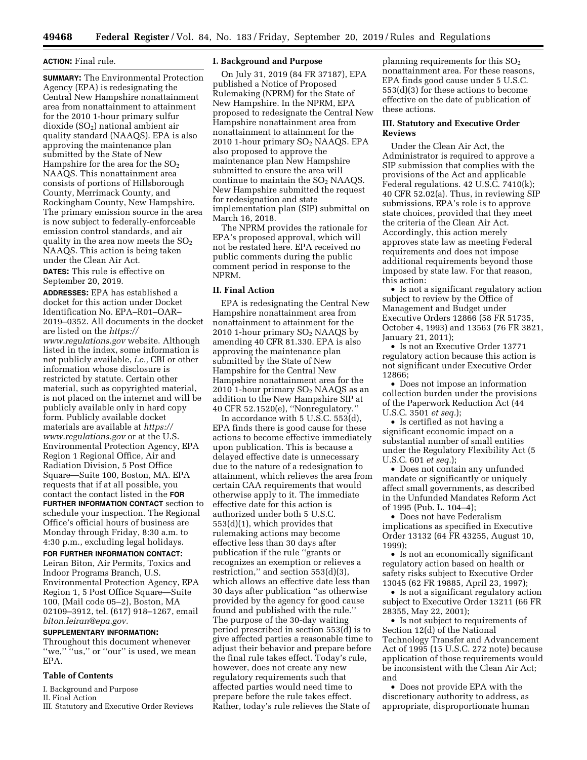**ACTION:** Final rule.

**SUMMARY:** The Environmental Protection Agency (EPA) is redesignating the Central New Hampshire nonattainment area from nonattainment to attainment for the 2010 1-hour primary sulfur dioxide ($SO_2$) national ambient air quality standard (NAAQS). EPA is also approving the maintenance plan submitted by the State of New Hampshire for the area for the $SO_2$ NAAQS. This nonattainment area consists of portions of Hillsborough County, Merrimack County, and Rockingham County, New Hampshire. The primary emission source in the area is now subject to federally-enforceable emission control standards, and air quality in the area now meets the $SO_2$ NAAQS. This action is being taken under the Clean Air Act.

**DATES:** This rule is effective on September 20, 2019.

**ADDRESSES:** EPA has established a docket for this action under Docket Identification No. EPA–R01–OAR–2019–0352. All documents in the docket are listed on the *https://www.regulations.gov* website. Although listed in the index, some information is not publicly available, *i.e.,* CBI or other information whose disclosure is restricted by statute. Certain other material, such as copyrighted material, is not placed on the internet and will be publicly available only in hard copy form. Publicly available docket materials are available at *https://www.regulations.gov* or at the U.S. Environmental Protection Agency, EPA Region 1 Regional Office, Air and Radiation Division, 5 Post Office Square—Suite 100, Boston, MA. EPA requests that if at all possible, you contact the contact listed in the **FOR FURTHER INFORMATION CONTACT** section to schedule your inspection. The Regional Office's official hours of business are Monday through Friday, 8:30 a.m. to 4:30 p.m., excluding legal holidays.

**FOR FURTHER INFORMATION CONTACT:** Leiran Biton, Air Permits, Toxics and Indoor Programs Branch, U.S. Environmental Protection Agency, EPA Region 1, 5 Post Office Square—Suite 100, (Mail code 05–2), Boston, MA 02109–3912, tel. (617) 918–1267, email *biton.leiran@epa.gov.*

**SUPPLEMENTARY INFORMATION:** Throughout this document whenever "we," "us," or "our" is used, we mean EPA.

**Table of Contents**

I. Background and Purpose
II. Final Action
III. Statutory and Executive Order Reviews

## I. Background and Purpose

On July 31, 2019 (84 FR 37187), EPA published a Notice of Proposed Rulemaking (NPRM) for the State of New Hampshire. In the NPRM, EPA proposed to redesignate the Central New Hampshire nonattainment area from nonattainment to attainment for the 2010 1-hour primary $SO_2$ NAAQS. EPA also proposed to approve the maintenance plan New Hampshire submitted to ensure the area will continue to maintain the $SO_2$ NAAQS. New Hampshire submitted the request for redesignation and state implementation plan (SIP) submittal on March 16, 2018.

The NPRM provides the rationale for EPA's proposed approval, which will not be restated here. EPA received no public comments during the public comment period in response to the NPRM.

## II. Final Action

EPA is redesignating the Central New Hampshire nonattainment area from nonattainment to attainment for the 2010 1-hour primary $SO_2$ NAAQS by amending 40 CFR 81.330. EPA is also approving the maintenance plan submitted by the State of New Hampshire for the Central New Hampshire nonattainment area for the 2010 1-hour primary $SO_2$ NAAQS as an addition to the New Hampshire SIP at 40 CFR 52.1520(e), "Nonregulatory."

In accordance with 5 U.S.C. 553(d), EPA finds there is good cause for these actions to become effective immediately upon publication. This is because a delayed effective date is unnecessary due to the nature of a redesignation to attainment, which relieves the area from certain CAA requirements that would otherwise apply to it. The immediate effective date for this action is authorized under both 5 U.S.C. 553(d)(1), which provides that rulemaking actions may become effective less than 30 days after publication if the rule "grants or recognizes an exemption or relieves a restriction," and section 553(d)(3), which allows an effective date less than 30 days after publication "as otherwise provided by the agency for good cause found and published with the rule." The purpose of the 30-day waiting period prescribed in section 553(d) is to give affected parties a reasonable time to adjust their behavior and prepare before the final rule takes effect. Today's rule, however, does not create any new regulatory requirements such that affected parties would need time to prepare before the rule takes effect. Rather, today's rule relieves the State of planning requirements for this $SO_2$ nonattainment area. For these reasons, EPA finds good cause under 5 U.S.C. 553(d)(3) for these actions to become effective on the date of publication of these actions.

## III. Statutory and Executive Order Reviews

Under the Clean Air Act, the Administrator is required to approve a SIP submission that complies with the provisions of the Act and applicable Federal regulations. 42 U.S.C. 7410(k); 40 CFR 52.02(a). Thus, in reviewing SIP submissions, EPA's role is to approve state choices, provided that they meet the criteria of the Clean Air Act. Accordingly, this action merely approves state law as meeting Federal requirements and does not impose additional requirements beyond those imposed by state law. For that reason, this action:

- Is not a significant regulatory action subject to review by the Office of Management and Budget under Executive Orders 12866 (58 FR 51735, October 4, 1993) and 13563 (76 FR 3821, January 21, 2011);
- Is not an Executive Order 13771 regulatory action because this action is not significant under Executive Order 12866;
- Does not impose an information collection burden under the provisions of the Paperwork Reduction Act (44 U.S.C. 3501 *et seq.*);
- Is certified as not having a significant economic impact on a substantial number of small entities under the Regulatory Flexibility Act (5 U.S.C. 601 *et seq.*);
- Does not contain any unfunded mandate or significantly or uniquely affect small governments, as described in the Unfunded Mandates Reform Act of 1995 (Pub. L. 104–4);
- Does not have Federalism implications as specified in Executive Order 13132 (64 FR 43255, August 10, 1999);
- Is not an economically significant regulatory action based on health or safety risks subject to Executive Order 13045 (62 FR 19885, April 23, 1997);
- Is not a significant regulatory action subject to Executive Order 13211 (66 FR 28355, May 22, 2001);
- Is not subject to requirements of Section 12(d) of the National Technology Transfer and Advancement Act of 1995 (15 U.S.C. 272 note) because application of those requirements would be inconsistent with the Clean Air Act; and
- Does not provide EPA with the discretionary authority to address, as appropriate, disproportionate human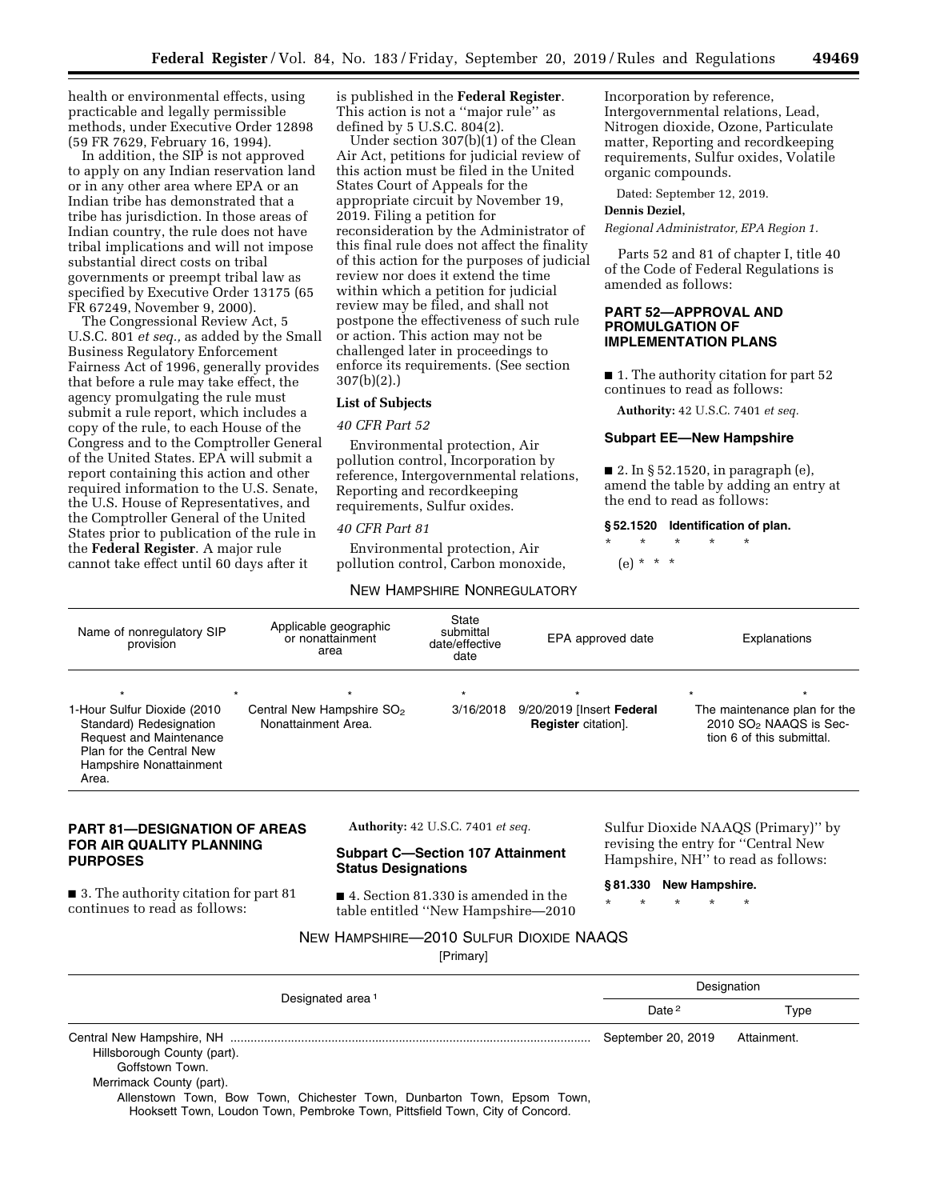health or environmental effects, using practicable and legally permissible methods, under Executive Order 12898 (59 FR 7629, February 16, 1994).

In addition, the SIP is not approved to apply on any Indian reservation land or in any other area where EPA or an Indian tribe has demonstrated that a tribe has jurisdiction. In those areas of Indian country, the rule does not have tribal implications and will not impose substantial direct costs on tribal governments or preempt tribal law as specified by Executive Order 13175 (65 FR 67249, November 9, 2000).

The Congressional Review Act, 5 U.S.C. 801 *et seq.,* as added by the Small Business Regulatory Enforcement Fairness Act of 1996, generally provides that before a rule may take effect, the agency promulgating the rule must submit a rule report, which includes a copy of the rule, to each House of the Congress and to the Comptroller General of the United States. EPA will submit a report containing this action and other required information to the U.S. Senate, the U.S. House of Representatives, and the Comptroller General of the United States prior to publication of the rule in the **Federal Register**. A major rule cannot take effect until 60 days after it is published in the **Federal Register**. This action is not a ''major rule'' as defined by 5 U.S.C. 804(2).

Under section 307(b)(1) of the Clean Air Act, petitions for judicial review of this action must be filed in the United States Court of Appeals for the appropriate circuit by November 19, 2019. Filing a petition for reconsideration by the Administrator of this final rule does not affect the finality of this action for the purposes of judicial review nor does it extend the time within which a petition for judicial review may be filed, and shall not postpone the effectiveness of such rule or action. This action may not be challenged later in proceedings to enforce its requirements. (See section 307(b)(2).)

**List of Subjects**

*40 CFR Part 52*

Environmental protection, Air pollution control, Incorporation by reference, Intergovernmental relations, Reporting and recordkeeping requirements, Sulfur oxides.

*40 CFR Part 81*

Environmental protection, Air pollution control, Carbon monoxide, Incorporation by reference, Intergovernmental relations, Lead, Nitrogen dioxide, Ozone, Particulate matter, Reporting and recordkeeping requirements, Sulfur oxides, Volatile organic compounds.

Dated: September 12, 2019.

**Dennis Deziel,**

*Regional Administrator, EPA Region 1.*

Parts 52 and 81 of chapter I, title 40 of the Code of Federal Regulations is amended as follows:

## PART 52—APPROVAL AND PROMULGATION OF IMPLEMENTATION PLANS

■ 1. The authority citation for part 52 continues to read as follows:

**Authority:** 42 U.S.C. 7401 *et seq.*

### Subpart EE—New Hampshire

■ 2. In § 52.1520, in paragraph (e), amend the table by adding an entry at the end to read as follows:

**§ 52.1520 Identification of plan.**

\* \* \* \* \*

(e) \* \* \*

NEW HAMPSHIRE NONREGULATORY

| Name of nonregulatory SIP provision | Applicable geographic or nonattainment area | State submittal date/effective date | EPA approved date | Explanations |
|---|---|---|---|---|
| \* \* | \* | \* | \* | \* \* |
| 1-Hour Sulfur Dioxide (2010 Standard) Redesignation Request and Maintenance Plan for the Central New Hampshire Nonattainment Area. | Central New Hampshire $SO_2$ Nonattainment Area. | 3/16/2018 | 9/20/2019 [Insert **Federal Register** citation]. | The maintenance plan for the 2010 $SO_2$ NAAQS is Section 6 of this submittal. |

## PART 81—DESIGNATION OF AREAS FOR AIR QUALITY PLANNING PURPOSES

■ 3. The authority citation for part 81 continues to read as follows:

**Authority:** 42 U.S.C. 7401 *et seq.*

### Subpart C—Section 107 Attainment Status Designations

■ 4. Section 81.330 is amended in the table entitled ''New Hampshire—2010 Sulfur Dioxide NAAQS (Primary)'' by revising the entry for ''Central New Hampshire, NH'' to read as follows:

**§ 81.330 New Hampshire.**

\* \* \* \* \*

NEW HAMPSHIRE—2010 SULFUR DIOXIDE NAAQS

[Primary]

| Designated area [1] | Designation | |
|---|---|---|
| | Date [2] | Type |
| Central New Hampshire, NH | September 20, 2019 | Attainment. |
| Hillsborough County (part). | | |
| Goffstown Town. | | |
| Merrimack County (part). | | |
| Allenstown Town, Bow Town, Chichester Town, Dunbarton Town, Epsom Town, Hooksett Town, Loudon Town, Pembroke Town, Pittsfield Town, City of Concord. | | |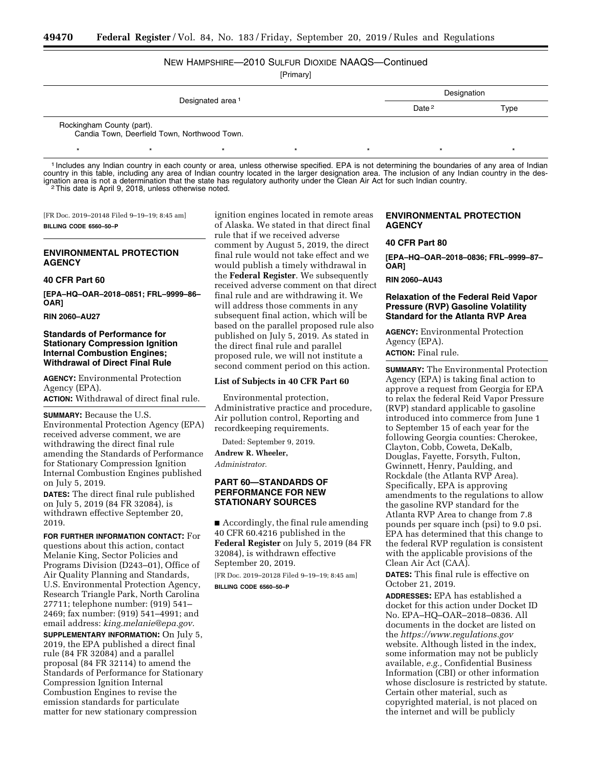NEW HAMPSHIRE—2010 SULFUR DIOXIDE NAAQS—Continued

[Primary]

| Designated area [1] | Designation | |
|---|---|---|
| | Date [2] | Type |
| Rockingham County (part). Candia Town, Deerfield Town, Northwood Town. | | |
| * * * * * | * | * |

[1] Includes any Indian country in each county or area, unless otherwise specified. EPA is not determining the boundaries of any area of Indian country in this table, including any area of Indian country located in the larger designation area. The inclusion of any Indian country in the designation area is not a determination that the state has regulatory authority under the Clean Air Act for such Indian country.

[2] This date is April 9, 2018, unless otherwise noted.

[FR Doc. 2019–20148 Filed 9–19–19; 8:45 am]

**BILLING CODE 6560–50–P**

---

## ENVIRONMENTAL PROTECTION AGENCY

### 40 CFR Part 60

**[EPA–HQ–OAR–2018–0851; FRL–9999–86–OAR]**

**RIN 2060–AU27**

### Standards of Performance for Stationary Compression Ignition Internal Combustion Engines; Withdrawal of Direct Final Rule

**AGENCY:** Environmental Protection Agency (EPA).

**ACTION:** Withdrawal of direct final rule.

**SUMMARY:** Because the U.S. Environmental Protection Agency (EPA) received adverse comment, we are withdrawing the direct final rule amending the Standards of Performance for Stationary Compression Ignition Internal Combustion Engines published on July 5, 2019.

**DATES:** The direct final rule published on July 5, 2019 (84 FR 32084), is withdrawn effective September 20, 2019.

**FOR FURTHER INFORMATION CONTACT:** For questions about this action, contact Melanie King, Sector Policies and Programs Division (D243–01), Office of Air Quality Planning and Standards, U.S. Environmental Protection Agency, Research Triangle Park, North Carolina 27711; telephone number: (919) 541–2469; fax number: (919) 541–4991; and email address: *king.melanie@epa.gov.*

**SUPPLEMENTARY INFORMATION:** On July 5, 2019, the EPA published a direct final rule (84 FR 32084) and a parallel proposal (84 FR 32114) to amend the Standards of Performance for Stationary Compression Ignition Internal Combustion Engines to revise the emission standards for particulate matter for new stationary compression ignition engines located in remote areas of Alaska. We stated in that direct final rule that if we received adverse comment by August 5, 2019, the direct final rule would not take effect and we would publish a timely withdrawal in the **Federal Register**. We subsequently received adverse comment on that direct final rule and are withdrawing it. We will address those comments in any subsequent final action, which will be based on the parallel proposed rule also published on July 5, 2019. As stated in the direct final rule and parallel proposed rule, we will not institute a second comment period on this action.

**List of Subjects in 40 CFR Part 60**

Environmental protection, Administrative practice and procedure, Air pollution control, Reporting and recordkeeping requirements.

Dated: September 9, 2019.

**Andrew R. Wheeler,**

*Administrator.*

### PART 60—STANDARDS OF PERFORMANCE FOR NEW STATIONARY SOURCES

■ Accordingly, the final rule amending 40 CFR 60.4216 published in the **Federal Register** on July 5, 2019 (84 FR 32084), is withdrawn effective September 20, 2019.

[FR Doc. 2019–20128 Filed 9–19–19; 8:45 am]

**BILLING CODE 6560–50–P**

---

## ENVIRONMENTAL PROTECTION AGENCY

### 40 CFR Part 80

**[EPA–HQ–OAR–2018–0836; FRL–9999–87–OAR]**

**RIN 2060–AU43**

### Relaxation of the Federal Reid Vapor Pressure (RVP) Gasoline Volatility Standard for the Atlanta RVP Area

**AGENCY:** Environmental Protection Agency (EPA).

**ACTION:** Final rule.

**SUMMARY:** The Environmental Protection Agency (EPA) is taking final action to approve a request from Georgia for EPA to relax the federal Reid Vapor Pressure (RVP) standard applicable to gasoline introduced into commerce from June 1 to September 15 of each year for the following Georgia counties: Cherokee, Clayton, Cobb, Coweta, DeKalb, Douglas, Fayette, Forsyth, Fulton, Gwinnett, Henry, Paulding, and Rockdale (the Atlanta RVP Area). Specifically, EPA is approving amendments to the regulations to allow the gasoline RVP standard for the Atlanta RVP Area to change from 7.8 pounds per square inch (psi) to 9.0 psi. EPA has determined that this change to the federal RVP regulation is consistent with the applicable provisions of the Clean Air Act (CAA).

**DATES:** This final rule is effective on October 21, 2019.

**ADDRESSES:** EPA has established a docket for this action under Docket ID No. EPA–HQ–OAR–2018–0836. All documents in the docket are listed on the *https://www.regulations.gov* website. Although listed in the index, some information may not be publicly available, *e.g.,* Confidential Business Information (CBI) or other information whose disclosure is restricted by statute. Certain other material, such as copyrighted material, is not placed on the internet and will be publicly